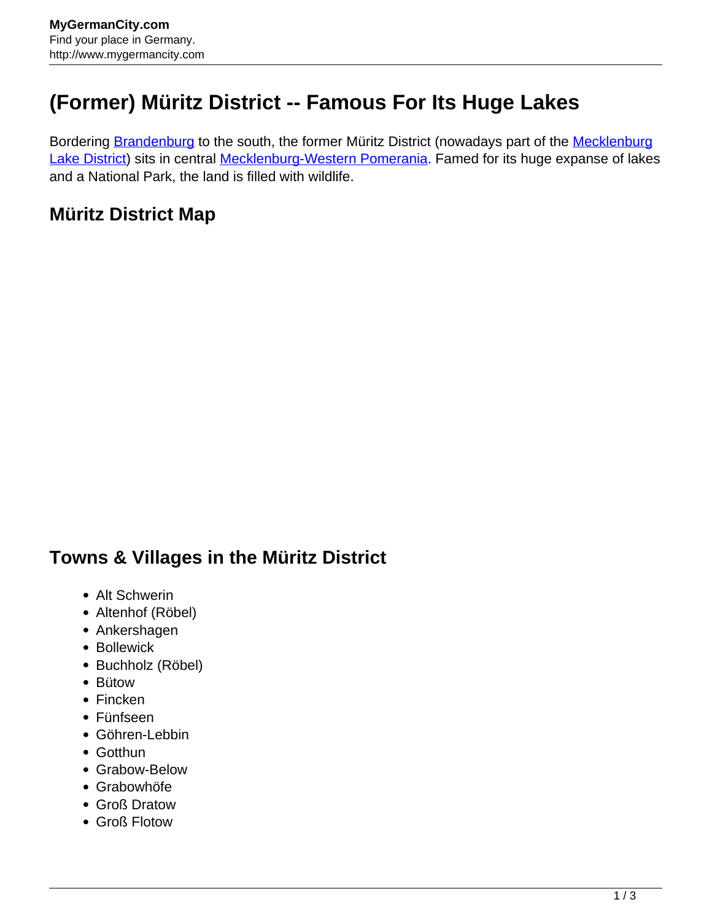# (Former) Müritz District -- Famous For Its Huge Lakes

Bordering Brandenburg to the south, the former Müritz District (nowadays part of the Mecklenburg Lake District) sits in central Mecklenburg-Western Pomerania. Famed for its huge expanse of lakes and a National Park, the land is filled with wildlife.

## Müritz District Map

## Towns & Villages in the Müritz District

- Alt Schwerin
- Altenhof (Röbel)
- Ankershagen
- Bollewick
- Buchholz (Röbel)
- Bütow
- Fincken
- Fünfseen
- Göhren-Lebbin
- Gotthun
- Grabow-Below
- Grabowhöfe
- Groß Dratow
- Groß Flotow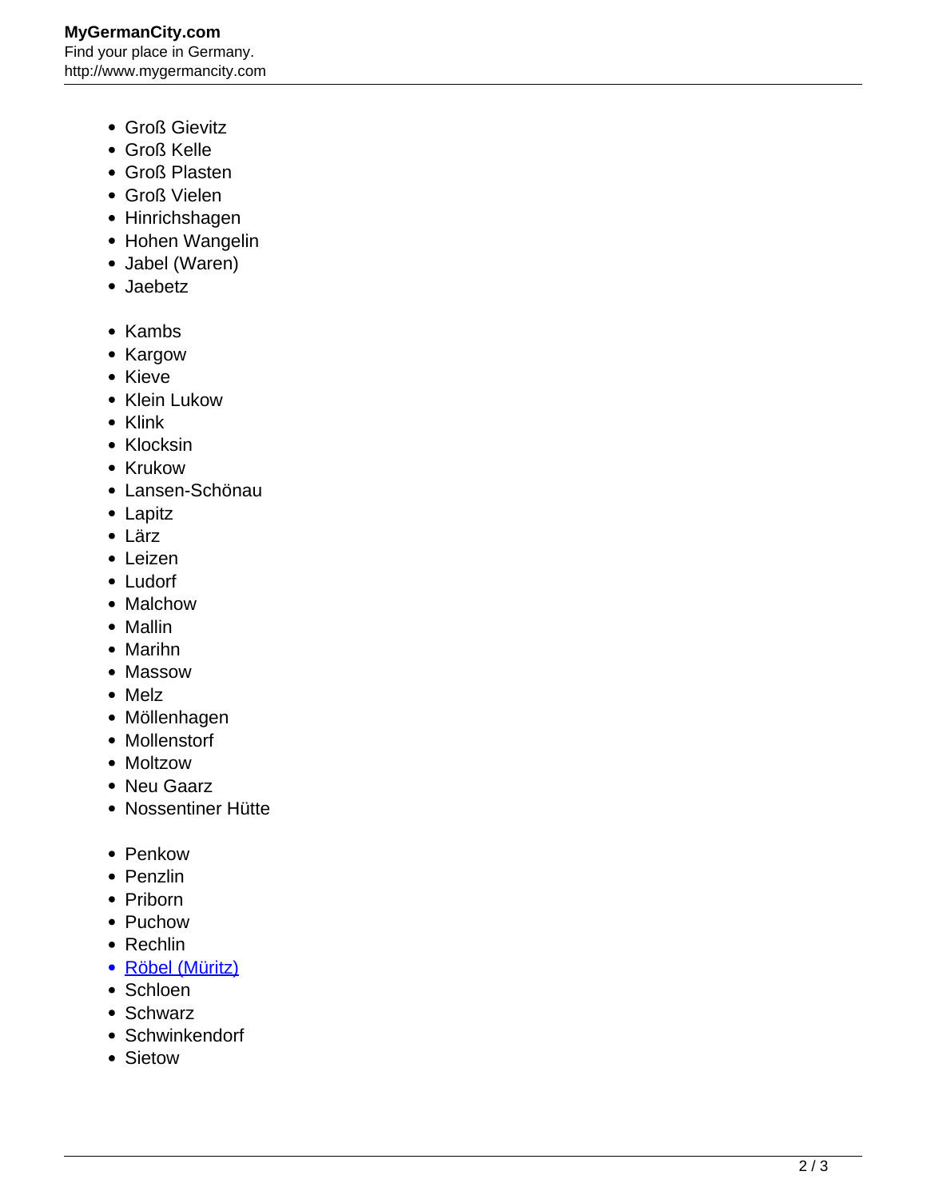- Groß Gievitz
- Groß Kelle
- Groß Plasten
- Groß Vielen
- Hinrichshagen
- Hohen Wangelin
- Jabel (Waren)
- Jaebetz

- Kambs
- Kargow
- Kieve
- Klein Lukow
- Klink
- Klocksin
- Krukow
- Lansen-Schönau
- Lapitz
- Lärz
- Leizen
- Ludorf
- Malchow
- Mallin
- Marihn
- Massow
- Melz
- Möllenhagen
- Mollenstorf
- Moltzow
- Neu Gaarz
- Nossentiner Hütte

- Penkow
- Penzlin
- Priborn
- Puchow
- Rechlin
- Röbel (Müritz)
- Schloen
- Schwarz
- Schwinkendorf
- Sietow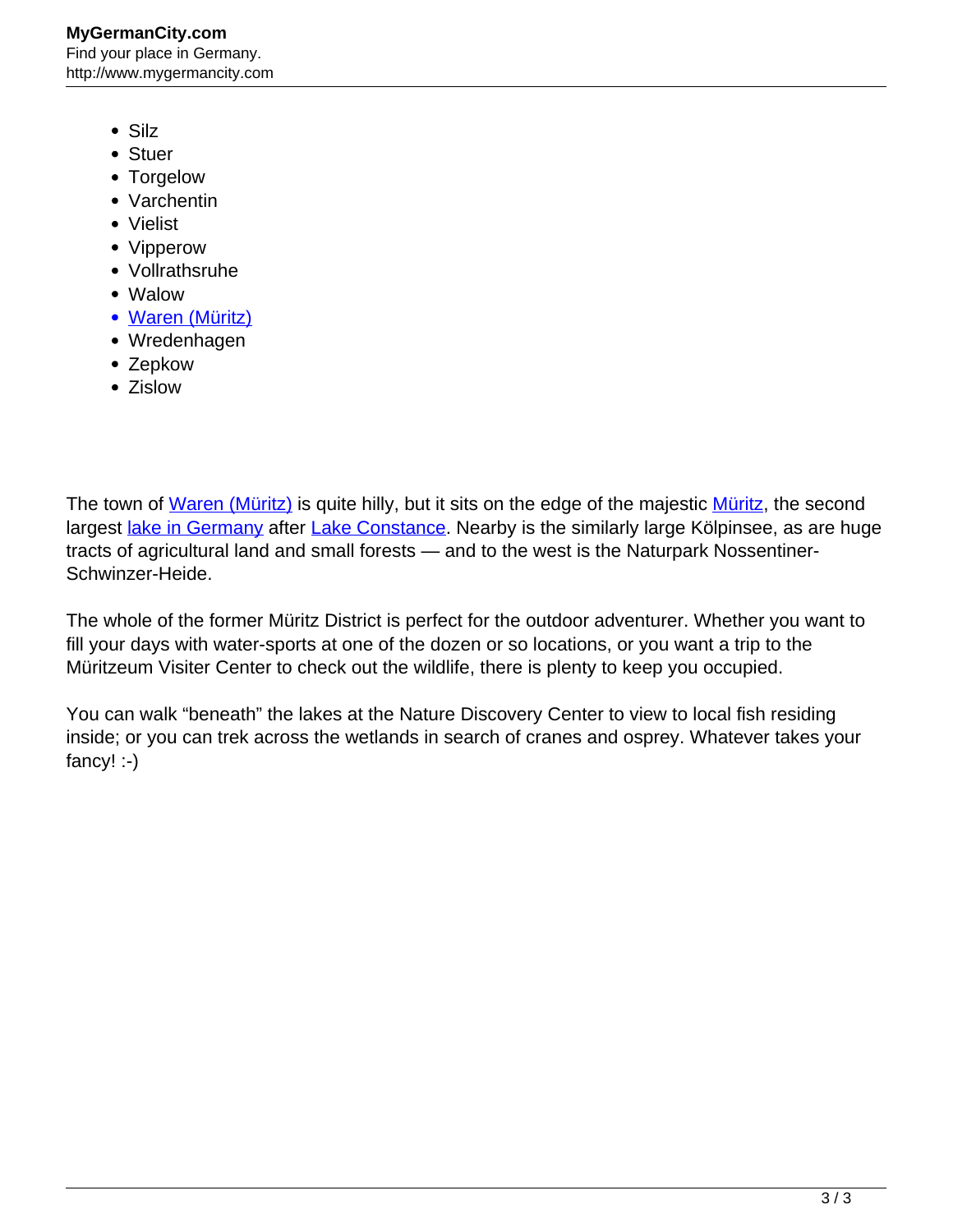- Silz
- Stuer
- Torgelow
- Varchentin
- Vielist
- Vipperow
- Vollrathsruhe
- Walow
- [Waren (Müritz)]
- Wredenhagen
- Zepkow
- Zislow

The town of Waren (Müritz) is quite hilly, but it sits on the edge of the majestic Müritz, the second largest lake in Germany after Lake Constance. Nearby is the similarly large Kölpinsee, as are huge tracts of agricultural land and small forests — and to the west is the Naturpark Nossentiner-Schwinzer-Heide.

The whole of the former Müritz District is perfect for the outdoor adventurer. Whether you want to fill your days with water-sports at one of the dozen or so locations, or you want a trip to the Müritzeum Visiter Center to check out the wildlife, there is plenty to keep you occupied.

You can walk “beneath” the lakes at the Nature Discovery Center to view to local fish residing inside; or you can trek across the wetlands in search of cranes and osprey. Whatever takes your fancy! :-)